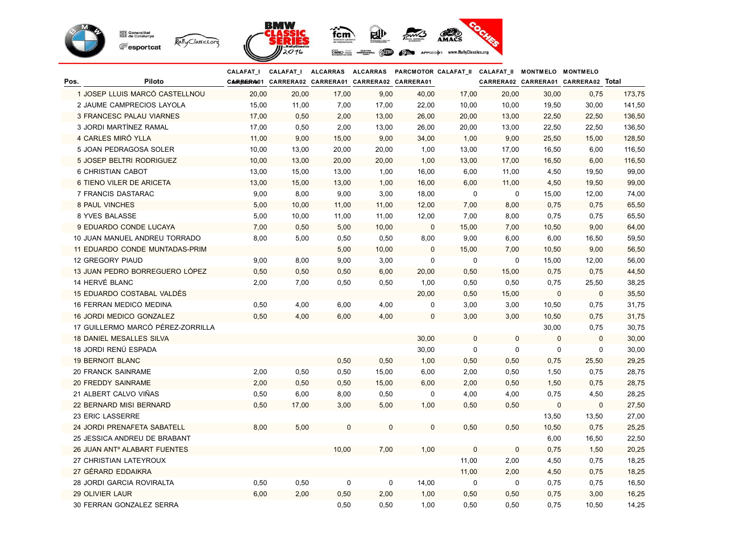| Pos. | Piloto | CALAFAT_I CARRERA01 | CALAFAT_I CARRERA02 | ALCARRAS CARRERA01 | ALCARRAS CARRERA02 | PARCMOTOR CARRERA01 | CALAFAT_II | CALAFAT_II CARRERA02 | MONTMELO CARRERA01 | MONTMELO CARRERA02 | Total |
|---|---|---|---|---|---|---|---|---|---|---|---|
| 1 | JOSEP LLUIS MARCÓ CASTELLNOU | 20,00 | 20,00 | 17,00 | 9,00 | 40,00 | 17,00 | 20,00 | 30,00 | 0,75 | 173,75 |
| 2 | JAUME CAMPRECIOS LAYOLA | 15,00 | 11,00 | 7,00 | 17,00 | 22,00 | 10,00 | 10,00 | 19,50 | 30,00 | 141,50 |
| 3 | FRANCESC PALAU VIARNES | 17,00 | 0,50 | 2,00 | 13,00 | 26,00 | 20,00 | 13,00 | 22,50 | 22,50 | 136,50 |
| 3 | JORDI MARTÍNEZ RAMAL | 17,00 | 0,50 | 2,00 | 13,00 | 26,00 | 20,00 | 13,00 | 22,50 | 22,50 | 136,50 |
| 4 | CARLES MIRÓ YLLA | 11,00 | 9,00 | 15,00 | 9,00 | 34,00 | 1,00 | 9,00 | 25,50 | 15,00 | 128,50 |
| 5 | JOAN PEDRAGOSA SOLER | 10,00 | 13,00 | 20,00 | 20,00 | 1,00 | 13,00 | 17,00 | 16,50 | 6,00 | 116,50 |
| 5 | JOSEP BELTRI RODRIGUEZ | 10,00 | 13,00 | 20,00 | 20,00 | 1,00 | 13,00 | 17,00 | 16,50 | 6,00 | 116,50 |
| 6 | CHRISTIAN CABOT | 13,00 | 15,00 | 13,00 | 1,00 | 16,00 | 6,00 | 11,00 | 4,50 | 19,50 | 99,00 |
| 6 | TIENO VILER DE ARICETA | 13,00 | 15,00 | 13,00 | 1,00 | 16,00 | 6,00 | 11,00 | 4,50 | 19,50 | 99,00 |
| 7 | FRANCIS DASTARAC | 9,00 | 8,00 | 9,00 | 3,00 | 18,00 | 0 | 0 | 15,00 | 12,00 | 74,00 |
| 8 | PAUL VINCHES | 5,00 | 10,00 | 11,00 | 11,00 | 12,00 | 7,00 | 8,00 | 0,75 | 0,75 | 65,50 |
| 8 | YVES BALASSE | 5,00 | 10,00 | 11,00 | 11,00 | 12,00 | 7,00 | 8,00 | 0,75 | 0,75 | 65,50 |
| 9 | EDUARDO CONDE LUCAYA | 7,00 | 0,50 | 5,00 | 10,00 | 0 | 15,00 | 7,00 | 10,50 | 9,00 | 64,00 |
| 10 | JUAN MANUEL ANDREU TORRADO | 8,00 | 5,00 | 0,50 | 0,50 | 8,00 | 9,00 | 6,00 | 6,00 | 16,50 | 59,50 |
| 11 | EDUARDO CONDE MUNTADAS-PRIM | | | 5,00 | 10,00 | 0 | 15,00 | 7,00 | 10,50 | 9,00 | 56,50 |
| 12 | GREGORY PIAUD | 9,00 | 8,00 | 9,00 | 3,00 | 0 | 0 | 0 | 15,00 | 12,00 | 56,00 |
| 13 | JUAN PEDRO BORREGUERO LÓPEZ | 0,50 | 0,50 | 0,50 | 6,00 | 20,00 | 0,50 | 15,00 | 0,75 | 0,75 | 44,50 |
| 14 | HERVÉ BLANC | 2,00 | 7,00 | 0,50 | 0,50 | 1,00 | 0,50 | 0,50 | 0,75 | 25,50 | 38,25 |
| 15 | EDUARDO COSTABAL VALDÉS | | | | | 20,00 | 0,50 | 15,00 | 0 | 0 | 35,50 |
| 16 | FERRAN MEDICO MEDINA | 0,50 | 4,00 | 6,00 | 4,00 | 0 | 3,00 | 3,00 | 10,50 | 0,75 | 31,75 |
| 16 | JORDI MEDICO GONZALEZ | 0,50 | 4,00 | 6,00 | 4,00 | 0 | 3,00 | 3,00 | 10,50 | 0,75 | 31,75 |
| 17 | GUILLERMO MARCÓ PÉREZ-ZORRILLA | | | | | | | | 30,00 | 0,75 | 30,75 |
| 18 | DANIEL MESALLES SILVA | | | | | 30,00 | 0 | 0 | 0 | 0 | 30,00 |
| 18 | JORDI RENÚ ESPADA | | | | | 30,00 | 0 | 0 | 0 | 0 | 30,00 |
| 19 | BERNOIT BLANC | | | 0,50 | 0,50 | 1,00 | 0,50 | 0,50 | 0,75 | 25,50 | 29,25 |
| 20 | FRANCK SAINRAME | 2,00 | 0,50 | 0,50 | 15,00 | 6,00 | 2,00 | 0,50 | 1,50 | 0,75 | 28,75 |
| 20 | FREDDY SAINRAME | 2,00 | 0,50 | 0,50 | 15,00 | 6,00 | 2,00 | 0,50 | 1,50 | 0,75 | 28,75 |
| 21 | ALBERT CALVO VIÑAS | 0,50 | 6,00 | 8,00 | 0,50 | 0 | 4,00 | 4,00 | 0,75 | 4,50 | 28,25 |
| 22 | BERNARD MISI BERNARD | 0,50 | 17,00 | 3,00 | 5,00 | 1,00 | 0,50 | 0,50 | 0 | 0 | 27,50 |
| 23 | ERIC LASSERRE | | | | | | | | 13,50 | 13,50 | 27,00 |
| 24 | JORDI PRENAFETA SABATELL | 8,00 | 5,00 | 0 | 0 | 0 | 0,50 | 0,50 | 10,50 | 0,75 | 25,25 |
| 25 | JESSICA ANDREU DE BRABANT | | | | | | | | 6,00 | 16,50 | 22,50 |
| 26 | JUAN ANTº ALABART FUENTES | | | 10,00 | 7,00 | 1,00 | 0 | 0 | 0,75 | 1,50 | 20,25 |
| 27 | CHRISTIAN LATEYROUX | | | | | | 11,00 | 2,00 | 4,50 | 0,75 | 18,25 |
| 27 | GÉRARD EDDAIKRA | | | | | | 11,00 | 2,00 | 4,50 | 0,75 | 18,25 |
| 28 | JORDI GARCIA ROVIRALTA | 0,50 | 0,50 | 0 | 0 | 14,00 | 0 | 0 | 0,75 | 0,75 | 16,50 |
| 29 | OLIVIER LAUR | 6,00 | 2,00 | 0,50 | 2,00 | 1,00 | 0,50 | 0,50 | 0,75 | 3,00 | 16,25 |
| 30 | FERRAN GONZALEZ SERRA | | | 0,50 | 0,50 | 1,00 | 0,50 | 0,50 | 0,75 | 10,50 | 14,25 |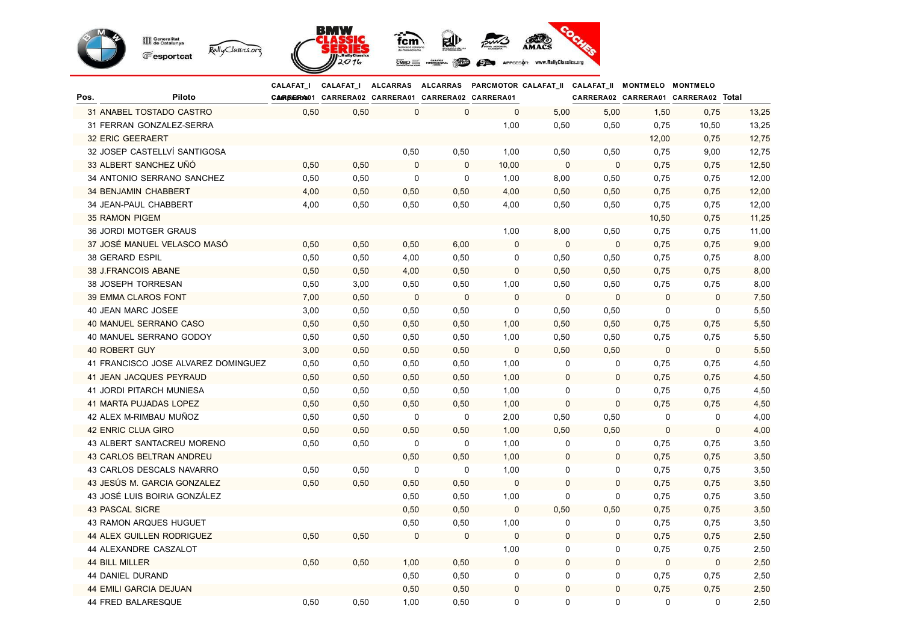| Pos. | Piloto | CALAFAT_I CARRERA01 | CALAFAT_I CARRERA02 | ALCARRAS CARRERA01 | ALCARRAS CARRERA02 | PARCMOTOR CARRERA01 | CALAFAT_II CARRERA01 | CALAFAT_II CARRERA02 | MONTMELO CARRERA01 | MONTMELO CARRERA02 | Total |
|---|---|---|---|---|---|---|---|---|---|---|---|
| 31 | ANABEL TOSTADO CASTRO | 0,50 | 0,50 | 0 | 0 | 0 | 5,00 | 5,00 | 1,50 | 0,75 | 13,25 |
| 31 | FERRAN GONZALEZ-SERRA | | | | | 1,00 | 0,50 | 0,50 | 0,75 | 10,50 | 13,25 |
| 32 | ERIC GEERAERT | | | | | | | | 12,00 | 0,75 | 12,75 |
| 32 | JOSEP CASTELLVÍ SANTIGOSA | | | 0,50 | 0,50 | 1,00 | 0,50 | 0,50 | 0,75 | 9,00 | 12,75 |
| 33 | ALBERT SANCHEZ UÑÓ | 0,50 | 0,50 | 0 | 0 | 10,00 | 0 | 0 | 0,75 | 0,75 | 12,50 |
| 34 | ANTONIO SERRANO SANCHEZ | 0,50 | 0,50 | 0 | 0 | 1,00 | 8,00 | 0,50 | 0,75 | 0,75 | 12,00 |
| 34 | BENJAMIN CHABBERT | 4,00 | 0,50 | 0,50 | 0,50 | 4,00 | 0,50 | 0,50 | 0,75 | 0,75 | 12,00 |
| 34 | JEAN-PAUL CHABBERT | 4,00 | 0,50 | 0,50 | 0,50 | 4,00 | 0,50 | 0,50 | 0,75 | 0,75 | 12,00 |
| 35 | RAMON PIGEM | | | | | | | | 10,50 | 0,75 | 11,25 |
| 36 | JORDI MOTGER GRAUS | | | | | 1,00 | 8,00 | 0,50 | 0,75 | 0,75 | 11,00 |
| 37 | JOSÉ MANUEL VELASCO MASÓ | 0,50 | 0,50 | 0,50 | 6,00 | 0 | 0 | 0 | 0,75 | 0,75 | 9,00 |
| 38 | GERARD ESPIL | 0,50 | 0,50 | 4,00 | 0,50 | 0 | 0,50 | 0,50 | 0,75 | 0,75 | 8,00 |
| 38 | J.FRANCOIS ABANE | 0,50 | 0,50 | 4,00 | 0,50 | 0 | 0,50 | 0,50 | 0,75 | 0,75 | 8,00 |
| 38 | JOSEPH TORRESAN | 0,50 | 3,00 | 0,50 | 0,50 | 1,00 | 0,50 | 0,50 | 0,75 | 0,75 | 8,00 |
| 39 | EMMA CLAROS FONT | 7,00 | 0,50 | 0 | 0 | 0 | 0 | 0 | 0 | 0 | 7,50 |
| 40 | JEAN MARC JOSEE | 3,00 | 0,50 | 0,50 | 0,50 | 0 | 0,50 | 0,50 | 0 | 0 | 5,50 |
| 40 | MANUEL SERRANO CASO | 0,50 | 0,50 | 0,50 | 0,50 | 1,00 | 0,50 | 0,50 | 0,75 | 0,75 | 5,50 |
| 40 | MANUEL SERRANO GODOY | 0,50 | 0,50 | 0,50 | 0,50 | 1,00 | 0,50 | 0,50 | 0,75 | 0,75 | 5,50 |
| 40 | ROBERT GUY | 3,00 | 0,50 | 0,50 | 0,50 | 0 | 0,50 | 0,50 | 0 | 0 | 5,50 |
| 41 | FRANCISCO JOSE ALVAREZ DOMINGUEZ | 0,50 | 0,50 | 0,50 | 0,50 | 1,00 | 0 | 0 | 0,75 | 0,75 | 4,50 |
| 41 | JEAN JACQUES PEYRAUD | 0,50 | 0,50 | 0,50 | 0,50 | 1,00 | 0 | 0 | 0,75 | 0,75 | 4,50 |
| 41 | JORDI PITARCH MUNIESA | 0,50 | 0,50 | 0,50 | 0,50 | 1,00 | 0 | 0 | 0,75 | 0,75 | 4,50 |
| 41 | MARTA PUJADAS LOPEZ | 0,50 | 0,50 | 0,50 | 0,50 | 1,00 | 0 | 0 | 0,75 | 0,75 | 4,50 |
| 42 | ALEX M-RIMBAU MUÑOZ | 0,50 | 0,50 | 0 | 0 | 2,00 | 0,50 | 0,50 | 0 | 0 | 4,00 |
| 42 | ENRIC CLUA GIRO | 0,50 | 0,50 | 0,50 | 0,50 | 1,00 | 0,50 | 0,50 | 0 | 0 | 4,00 |
| 43 | ALBERT SANTACREU MORENO | 0,50 | 0,50 | 0 | 0 | 1,00 | 0 | 0 | 0,75 | 0,75 | 3,50 |
| 43 | CARLOS BELTRAN ANDREU | | | 0,50 | 0,50 | 1,00 | 0 | 0 | 0,75 | 0,75 | 3,50 |
| 43 | CARLOS DESCALS NAVARRO | 0,50 | 0,50 | 0 | 0 | 1,00 | 0 | 0 | 0,75 | 0,75 | 3,50 |
| 43 | JESÚS M. GARCIA GONZALEZ | 0,50 | 0,50 | 0,50 | 0,50 | 0 | 0 | 0 | 0,75 | 0,75 | 3,50 |
| 43 | JOSÉ LUIS BOIRIA GONZÁLEZ | | | 0,50 | 0,50 | 1,00 | 0 | 0 | 0,75 | 0,75 | 3,50 |
| 43 | PASCAL SICRE | | | 0,50 | 0,50 | 0 | 0,50 | 0,50 | 0,75 | 0,75 | 3,50 |
| 43 | RAMON ARQUES HUGUET | | | 0,50 | 0,50 | 1,00 | 0 | 0 | 0,75 | 0,75 | 3,50 |
| 44 | ALEX GUILLEN RODRIGUEZ | 0,50 | 0,50 | 0 | 0 | 0 | 0 | 0 | 0,75 | 0,75 | 2,50 |
| 44 | ALEXANDRE CASZALOT | | | | | 1,00 | 0 | 0 | 0,75 | 0,75 | 2,50 |
| 44 | BILL MILLER | 0,50 | 0,50 | 1,00 | 0,50 | 0 | 0 | 0 | 0 | 0 | 2,50 |
| 44 | DANIEL DURAND | | | 0,50 | 0,50 | 0 | 0 | 0 | 0,75 | 0,75 | 2,50 |
| 44 | EMILI GARCIA DEJUAN | | | 0,50 | 0,50 | 0 | 0 | 0 | 0,75 | 0,75 | 2,50 |
| 44 | FRED BALARESQUE | 0,50 | 0,50 | 1,00 | 0,50 | 0 | 0 | 0 | 0 | 0 | 2,50 |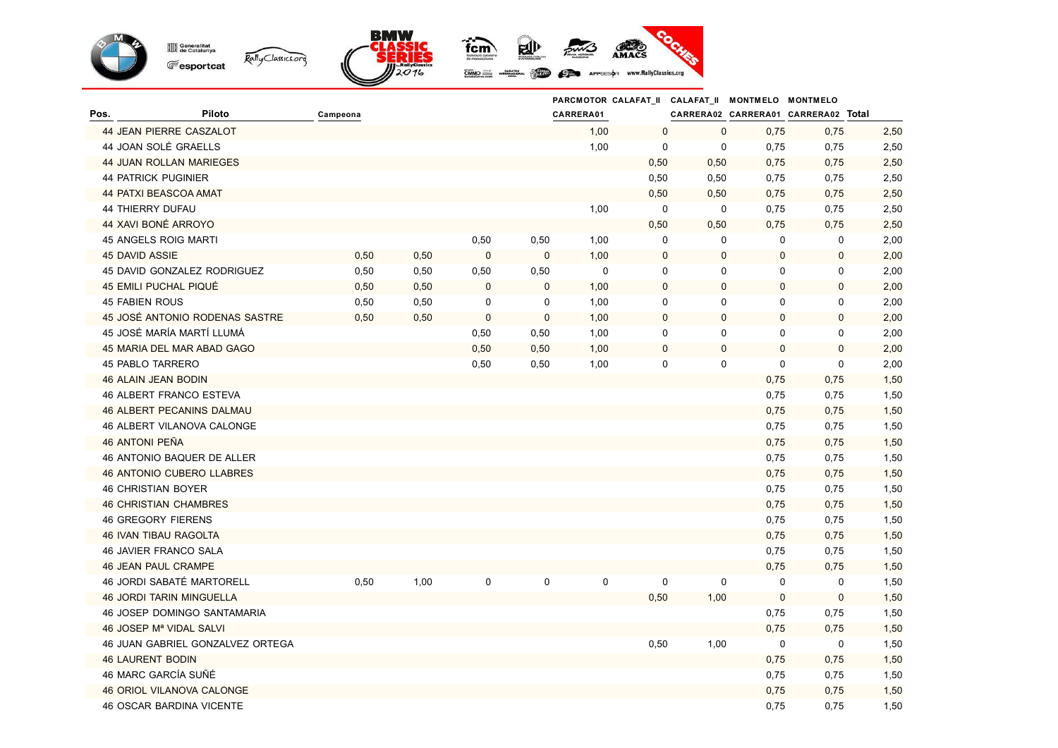| Pos. | Piloto | Campeona | | | | PARCMOTOR | CALAFAT_II | CALAFAT_II | MONTMELO | MONTMELO | |
|---|---|---|---|---|---|---|---|---|---|---|---|
| | | | | | | CARRERA01 | | CARRERA02 | CARRERA01 | CARRERA02 | Total |
| 44 | JEAN PIERRE CASZALOT | | | | | 1,00 | 0 | 0 | 0,75 | 0,75 | 2,50 |
| 44 | JOAN SOLÉ GRAELLS | | | | | 1,00 | 0 | 0 | 0,75 | 0,75 | 2,50 |
| 44 | JUAN ROLLAN MARIEGES | | | | | | 0,50 | 0,50 | 0,75 | 0,75 | 2,50 |
| 44 | PATRICK PUGINIER | | | | | | 0,50 | 0,50 | 0,75 | 0,75 | 2,50 |
| 44 | PATXI BEASCOA AMAT | | | | | | 0,50 | 0,50 | 0,75 | 0,75 | 2,50 |
| 44 | THIERRY DUFAU | | | | | 1,00 | 0 | 0 | 0,75 | 0,75 | 2,50 |
| 44 | XAVI BONÉ ARROYO | | | | | | 0,50 | 0,50 | 0,75 | 0,75 | 2,50 |
| 45 | ANGELS ROIG MARTI | | | 0,50 | 0,50 | 1,00 | 0 | 0 | 0 | 0 | 2,00 |
| 45 | DAVID ASSIE | 0,50 | 0,50 | 0 | 0 | 1,00 | 0 | 0 | 0 | 0 | 2,00 |
| 45 | DAVID GONZALEZ RODRIGUEZ | 0,50 | 0,50 | 0,50 | 0,50 | 0 | 0 | 0 | 0 | 0 | 2,00 |
| 45 | EMILI PUCHAL PIQUÉ | 0,50 | 0,50 | 0 | 0 | 1,00 | 0 | 0 | 0 | 0 | 2,00 |
| 45 | FABIEN ROUS | 0,50 | 0,50 | 0 | 0 | 1,00 | 0 | 0 | 0 | 0 | 2,00 |
| 45 | JOSÉ ANTONIO RODENAS SASTRE | 0,50 | 0,50 | 0 | 0 | 1,00 | 0 | 0 | 0 | 0 | 2,00 |
| 45 | JOSÉ MARÍA MARTÍ LLUMÁ | | | 0,50 | 0,50 | 1,00 | 0 | 0 | 0 | 0 | 2,00 |
| 45 | MARIA DEL MAR ABAD GAGO | | | 0,50 | 0,50 | 1,00 | 0 | 0 | 0 | 0 | 2,00 |
| 45 | PABLO TARRERO | | | 0,50 | 0,50 | 1,00 | 0 | 0 | 0 | 0 | 2,00 |
| 46 | ALAIN JEAN BODIN | | | | | | | | 0,75 | 0,75 | 1,50 |
| 46 | ALBERT FRANCO ESTEVA | | | | | | | | 0,75 | 0,75 | 1,50 |
| 46 | ALBERT PECANINS DALMAU | | | | | | | | 0,75 | 0,75 | 1,50 |
| 46 | ALBERT VILANOVA CALONGE | | | | | | | | 0,75 | 0,75 | 1,50 |
| 46 | ANTONI PEÑA | | | | | | | | 0,75 | 0,75 | 1,50 |
| 46 | ANTONIO BAQUER DE ALLER | | | | | | | | 0,75 | 0,75 | 1,50 |
| 46 | ANTONIO CUBERO LLABRES | | | | | | | | 0,75 | 0,75 | 1,50 |
| 46 | CHRISTIAN BOYER | | | | | | | | 0,75 | 0,75 | 1,50 |
| 46 | CHRISTIAN CHAMBRES | | | | | | | | 0,75 | 0,75 | 1,50 |
| 46 | GREGORY FIERENS | | | | | | | | 0,75 | 0,75 | 1,50 |
| 46 | IVAN TIBAU RAGOLTA | | | | | | | | 0,75 | 0,75 | 1,50 |
| 46 | JAVIER FRANCO SALA | | | | | | | | 0,75 | 0,75 | 1,50 |
| 46 | JEAN PAUL CRAMPE | | | | | | | | 0,75 | 0,75 | 1,50 |
| 46 | JORDI SABATÉ MARTORELL | 0,50 | 1,00 | 0 | 0 | 0 | 0 | 0 | 0 | 0 | 1,50 |
| 46 | JORDI TARIN MINGUELLA | | | | | | 0,50 | 1,00 | 0 | 0 | 1,50 |
| 46 | JOSEP DOMINGO SANTAMARIA | | | | | | | | 0,75 | 0,75 | 1,50 |
| 46 | JOSEP Mª VIDAL SALVI | | | | | | | | 0,75 | 0,75 | 1,50 |
| 46 | JUAN GABRIEL GONZALVEZ ORTEGA | | | | | | 0,50 | 1,00 | 0 | 0 | 1,50 |
| 46 | LAURENT BODIN | | | | | | | | 0,75 | 0,75 | 1,50 |
| 46 | MARC GARCÍA SUÑÉ | | | | | | | | 0,75 | 0,75 | 1,50 |
| 46 | ORIOL VILANOVA CALONGE | | | | | | | | 0,75 | 0,75 | 1,50 |
| 46 | OSCAR BARDINA VICENTE | | | | | | | | 0,75 | 0,75 | 1,50 |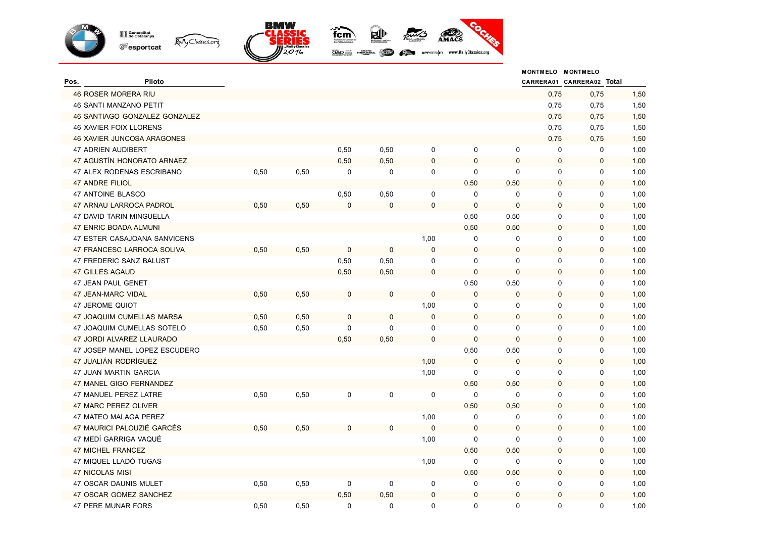| Pos. | Piloto | | | | | | | | MONTMELO CARRERA01 | MONTMELO CARRERA02 | Total |
|---|---|---|---|---|---|---|---|---|---|---|---|
| 46 | ROSER MORERA RIU | | | | | | | | 0,75 | 0,75 | 1,50 |
| 46 | SANTI MANZANO PETIT | | | | | | | | 0,75 | 0,75 | 1,50 |
| 46 | SANTIAGO GONZALEZ GONZALEZ | | | | | | | | 0,75 | 0,75 | 1,50 |
| 46 | XAVIER FOIX LLORENS | | | | | | | | 0,75 | 0,75 | 1,50 |
| 46 | XAVIER JUNCOSA ARAGONES | | | | | | | | 0,75 | 0,75 | 1,50 |
| 47 | ADRIEN AUDIBERT | | | 0,50 | 0,50 | 0 | 0 | 0 | 0 | 0 | 1,00 |
| 47 | AGUSTÍN HONORATO ARNAEZ | | | 0,50 | 0,50 | 0 | 0 | 0 | 0 | 0 | 1,00 |
| 47 | ALEX RODENAS ESCRIBANO | 0,50 | 0,50 | 0 | 0 | 0 | 0 | 0 | 0 | 0 | 1,00 |
| 47 | ANDRE FILIOL | | | | | | 0,50 | 0,50 | 0 | 0 | 1,00 |
| 47 | ANTOINE BLASCO | | | 0,50 | 0,50 | 0 | 0 | 0 | 0 | 0 | 1,00 |
| 47 | ARNAU LARROCA PADROL | 0,50 | 0,50 | 0 | 0 | 0 | 0 | 0 | 0 | 0 | 1,00 |
| 47 | DAVID TARIN MINGUELLA | | | | | | 0,50 | 0,50 | 0 | 0 | 1,00 |
| 47 | ENRIC BOADA ALMUNI | | | | | | 0,50 | 0,50 | 0 | 0 | 1,00 |
| 47 | ESTER CASAJOANA SANVICENS | | | | | 1,00 | 0 | 0 | 0 | 0 | 1,00 |
| 47 | FRANCESC LARROCA SOLIVA | 0,50 | 0,50 | 0 | 0 | 0 | 0 | 0 | 0 | 0 | 1,00 |
| 47 | FREDERIC SANZ BALUST | | | 0,50 | 0,50 | 0 | 0 | 0 | 0 | 0 | 1,00 |
| 47 | GILLES AGAUD | | | 0,50 | 0,50 | 0 | 0 | 0 | 0 | 0 | 1,00 |
| 47 | JEAN PAUL GENET | | | | | | 0,50 | 0,50 | 0 | 0 | 1,00 |
| 47 | JEAN-MARC VIDAL | 0,50 | 0,50 | 0 | 0 | 0 | 0 | 0 | 0 | 0 | 1,00 |
| 47 | JEROME QUIOT | | | | | 1,00 | 0 | 0 | 0 | 0 | 1,00 |
| 47 | JOAQUIM CUMELLAS MARSA | 0,50 | 0,50 | 0 | 0 | 0 | 0 | 0 | 0 | 0 | 1,00 |
| 47 | JOAQUIM CUMELLAS SOTELO | 0,50 | 0,50 | 0 | 0 | 0 | 0 | 0 | 0 | 0 | 1,00 |
| 47 | JORDI ALVAREZ LLAURADO | | | 0,50 | 0,50 | 0 | 0 | 0 | 0 | 0 | 1,00 |
| 47 | JOSEP MANEL LOPEZ ESCUDERO | | | | | | 0,50 | 0,50 | 0 | 0 | 1,00 |
| 47 | JUALIÁN RODRÍGUEZ | | | | | 1,00 | 0 | 0 | 0 | 0 | 1,00 |
| 47 | JUAN MARTIN GARCIA | | | | | 1,00 | 0 | 0 | 0 | 0 | 1,00 |
| 47 | MANEL GIGO FERNANDEZ | | | | | | 0,50 | 0,50 | 0 | 0 | 1,00 |
| 47 | MANUEL PEREZ LATRE | 0,50 | 0,50 | 0 | 0 | 0 | 0 | 0 | 0 | 0 | 1,00 |
| 47 | MARC PEREZ OLIVER | | | | | | 0,50 | 0,50 | 0 | 0 | 1,00 |
| 47 | MATEO MALAGA PEREZ | | | | | 1,00 | 0 | 0 | 0 | 0 | 1,00 |
| 47 | MAURICI PALOUZIÉ GARCÉS | 0,50 | 0,50 | 0 | 0 | 0 | 0 | 0 | 0 | 0 | 1,00 |
| 47 | MEDÍ GARRIGA VAQUÉ | | | | | 1,00 | 0 | 0 | 0 | 0 | 1,00 |
| 47 | MICHEL FRANCEZ | | | | | | 0,50 | 0,50 | 0 | 0 | 1,00 |
| 47 | MIQUEL LLADÓ TUGAS | | | | | 1,00 | 0 | 0 | 0 | 0 | 1,00 |
| 47 | NICOLAS MISI | | | | | | 0,50 | 0,50 | 0 | 0 | 1,00 |
| 47 | OSCAR DAUNIS MULET | 0,50 | 0,50 | 0 | 0 | 0 | 0 | 0 | 0 | 0 | 1,00 |
| 47 | OSCAR GOMEZ SANCHEZ | | | 0,50 | 0,50 | 0 | 0 | 0 | 0 | 0 | 1,00 |
| 47 | PERE MUNAR FORS | 0,50 | 0,50 | 0 | 0 | 0 | 0 | 0 | 0 | 0 | 1,00 |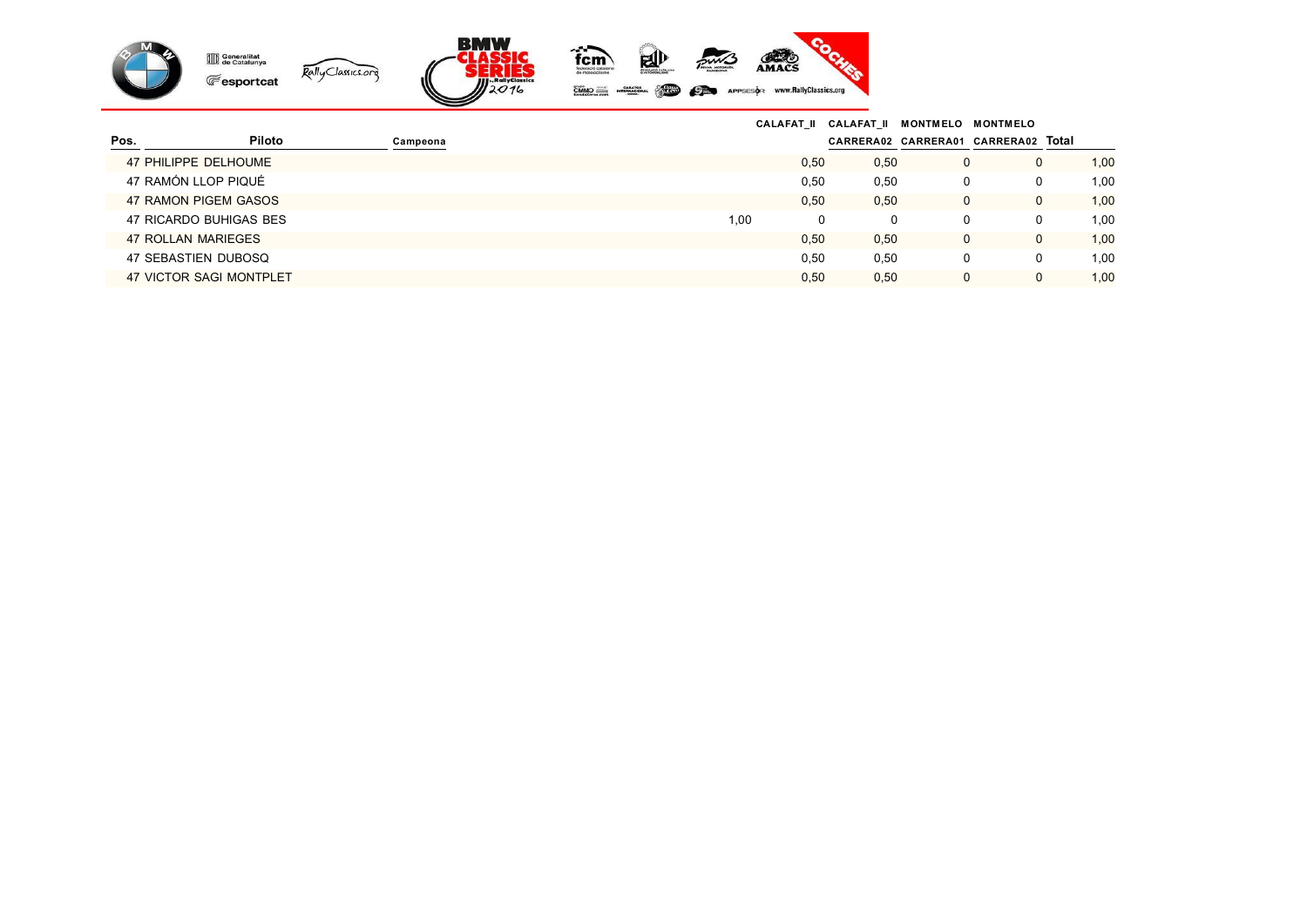| Pos. | Piloto | Campeona | | CALAFAT_II | CALAFAT_II CARRERA02 | MONTMELO CARRERA01 | MONTMELO CARRERA02 | Total |
|---|---|---|---|---|---|---|---|---|
| 47 | PHILIPPE DELHOUME | | | 0,50 | 0,50 | 0 | 0 | 1,00 |
| 47 | RAMÓN LLOP PIQUÉ | | | 0,50 | 0,50 | 0 | 0 | 1,00 |
| 47 | RAMON PIGEM GASOS | | | 0,50 | 0,50 | 0 | 0 | 1,00 |
| 47 | RICARDO BUHIGAS BES | | 1,00 | 0 | 0 | 0 | 0 | 1,00 |
| 47 | ROLLAN MARIEGES | | | 0,50 | 0,50 | 0 | 0 | 1,00 |
| 47 | SEBASTIEN DUBOSQ | | | 0,50 | 0,50 | 0 | 0 | 1,00 |
| 47 | VICTOR SAGI MONTPLET | | | 0,50 | 0,50 | 0 | 0 | 1,00 |